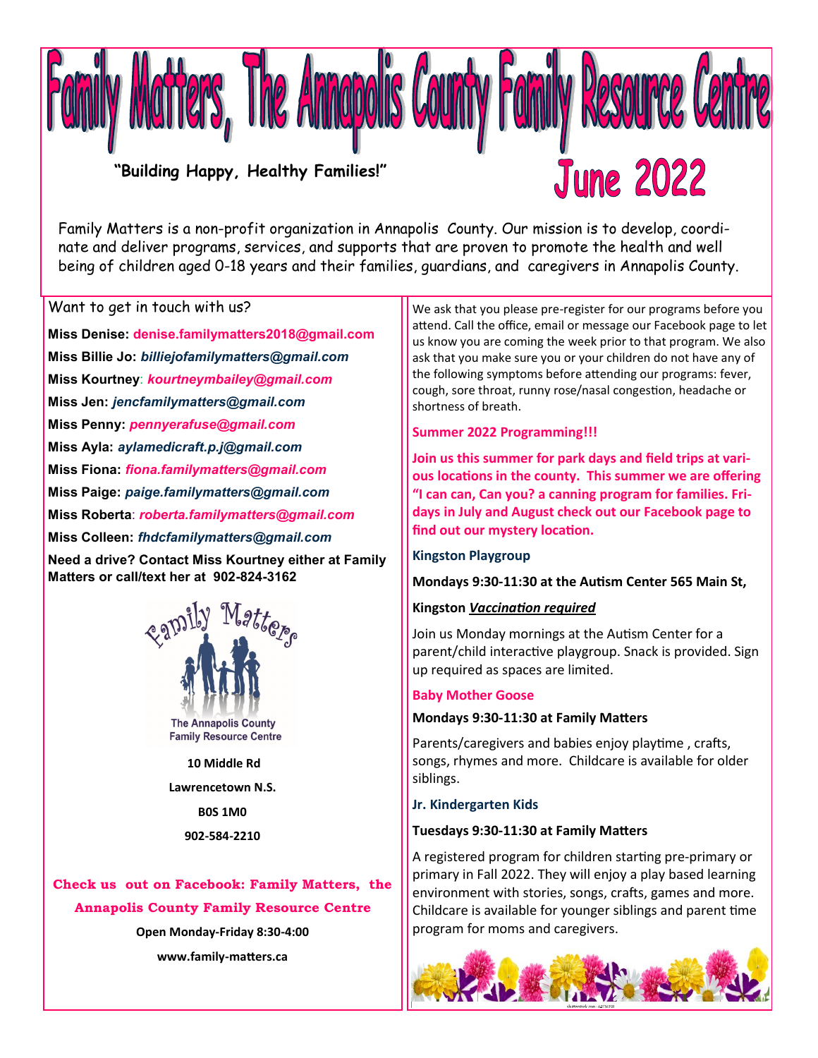# Family Matters, The Annapolis County Family Resource Centre

**"Building Happy, Healthy Families!"**

## June 2022

Family Matters is a non-profit organization in Annapolis County. Our mission is to develop, coordinate and deliver programs, services, and supports that are proven to promote the health and well being of children aged 0-18 years and their families, guardians, and caregivers in Annapolis County.

Want to get in touch with us?

**Miss Denise:** denise.familymatters2018@gmail.com

**Miss Billie Jo:** *billiejofamilymatters@gmail.com*

**Miss Kourtney**: *kourtneymbailey@gmail.com*

**Miss Jen:** *jencfamilymatters@gmail.com*

**Miss Penny:** *pennyerafuse@gmail.com*

**Miss Ayla:** *aylamedicraft.p.j@gmail.com*

**Miss Fiona:** *fiona.familymatters@gmail.com*

**Miss Paige:** *paige.familymatters@gmail.com*

**Miss Roberta**: *roberta.familymatters@gmail.com*

**Miss Colleen:** *fhdcfamilymatters@gmail.com*

**Need a drive? Contact Miss Kourtney either at Family Matters or call/text her at 902-824-3162**

Family Matters

The Annapolis County Family Resource Centre

**10 Middle Rd**

**Lawrencetown N.S.**

**B0S 1M0**

**902-584-2210**

**Check us out on Facebook: Family Matters, the Annapolis County Family Resource Centre**

**Open Monday-Friday 8:30-4:00**

**www.family-matters.ca**

We ask that you please pre-register for our programs before you attend. Call the office, email or message our Facebook page to let us know you are coming the week prior to that program. We also ask that you make sure you or your children do not have any of the following symptoms before attending our programs: fever, cough, sore throat, runny rose/nasal congestion, headache or shortness of breath.

### Summer 2022 Programming!!!

**Join us this summer for park days and field trips at various locations in the county. This summer we are offering "I can can, Can you? a canning program for families. Fridays in July and August check out our Facebook page to find out our mystery location.**

### Kingston Playgroup

**Mondays 9:30-11:30 at the Autism Center 565 Main St,**

**Kingston *<u>Vaccination required</u>***

Join us Monday mornings at the Autism Center for a parent/child interactive playgroup. Snack is provided. Sign up required as spaces are limited.

### Baby Mother Goose

**Mondays 9:30-11:30 at Family Matters**

Parents/caregivers and babies enjoy playtime , crafts, songs, rhymes and more. Childcare is available for older siblings.

### Jr. Kindergarten Kids

**Tuesdays 9:30-11:30 at Family Matters**

A registered program for children starting pre-primary or primary in Fall 2022. They will enjoy a play based learning environment with stories, songs, crafts, games and more. Childcare is available for younger siblings and parent time program for moms and caregivers.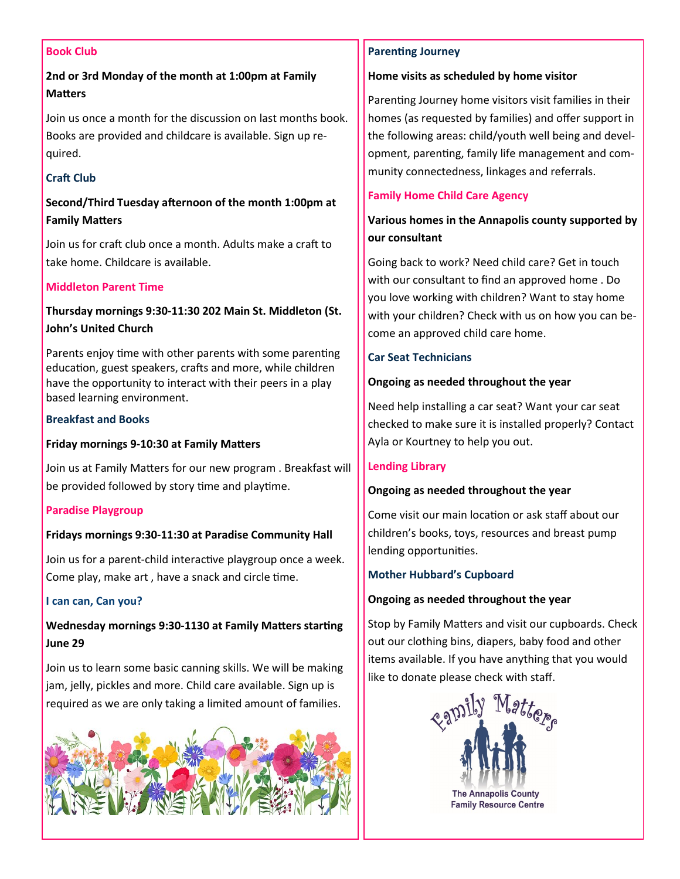## Book Club

**2nd or 3rd Monday of the month at 1:00pm at Family Matters**

Join us once a month for the discussion on last months book. Books are provided and childcare is available. Sign up required.

## Craft Club

**Second/Third Tuesday afternoon of the month 1:00pm at Family Matters**

Join us for craft club once a month. Adults make a craft to take home. Childcare is available.

## Middleton Parent Time

**Thursday mornings 9:30-11:30 202 Main St. Middleton (St. John's United Church**

Parents enjoy time with other parents with some parenting education, guest speakers, crafts and more, while children have the opportunity to interact with their peers in a play based learning environment.

## Breakfast and Books

**Friday mornings 9-10:30 at Family Matters**

Join us at Family Matters for our new program . Breakfast will be provided followed by story time and playtime.

## Paradise Playgroup

**Fridays mornings 9:30-11:30 at Paradise Community Hall**

Join us for a parent-child interactive playgroup once a week. Come play, make art , have a snack and circle time.

## I can can, Can you?

**Wednesday mornings 9:30-1130 at Family Matters starting June 29**

Join us to learn some basic canning skills. We will be making jam, jelly, pickles and more. Child care available. Sign up is required as we are only taking a limited amount of families.

## Parenting Journey

**Home visits as scheduled by home visitor**

Parenting Journey home visitors visit families in their homes (as requested by families) and offer support in the following areas: child/youth well being and development, parenting, family life management and community connectedness, linkages and referrals.

## Family Home Child Care Agency

**Various homes in the Annapolis county supported by our consultant**

Going back to work? Need child care? Get in touch with our consultant to find an approved home . Do you love working with children? Want to stay home with your children? Check with us on how you can become an approved child care home.

## Car Seat Technicians

**Ongoing as needed throughout the year**

Need help installing a car seat? Want your car seat checked to make sure it is installed properly? Contact Ayla or Kourtney to help you out.

## Lending Library

**Ongoing as needed throughout the year**

Come visit our main location or ask staff about our children's books, toys, resources and breast pump lending opportunities.

## Mother Hubbard's Cupboard

**Ongoing as needed throughout the year**

Stop by Family Matters and visit our cupboards. Check out our clothing bins, diapers, baby food and other items available. If you have anything that you would like to donate please check with staff.

Family Matters

The Annapolis County Family Resource Centre